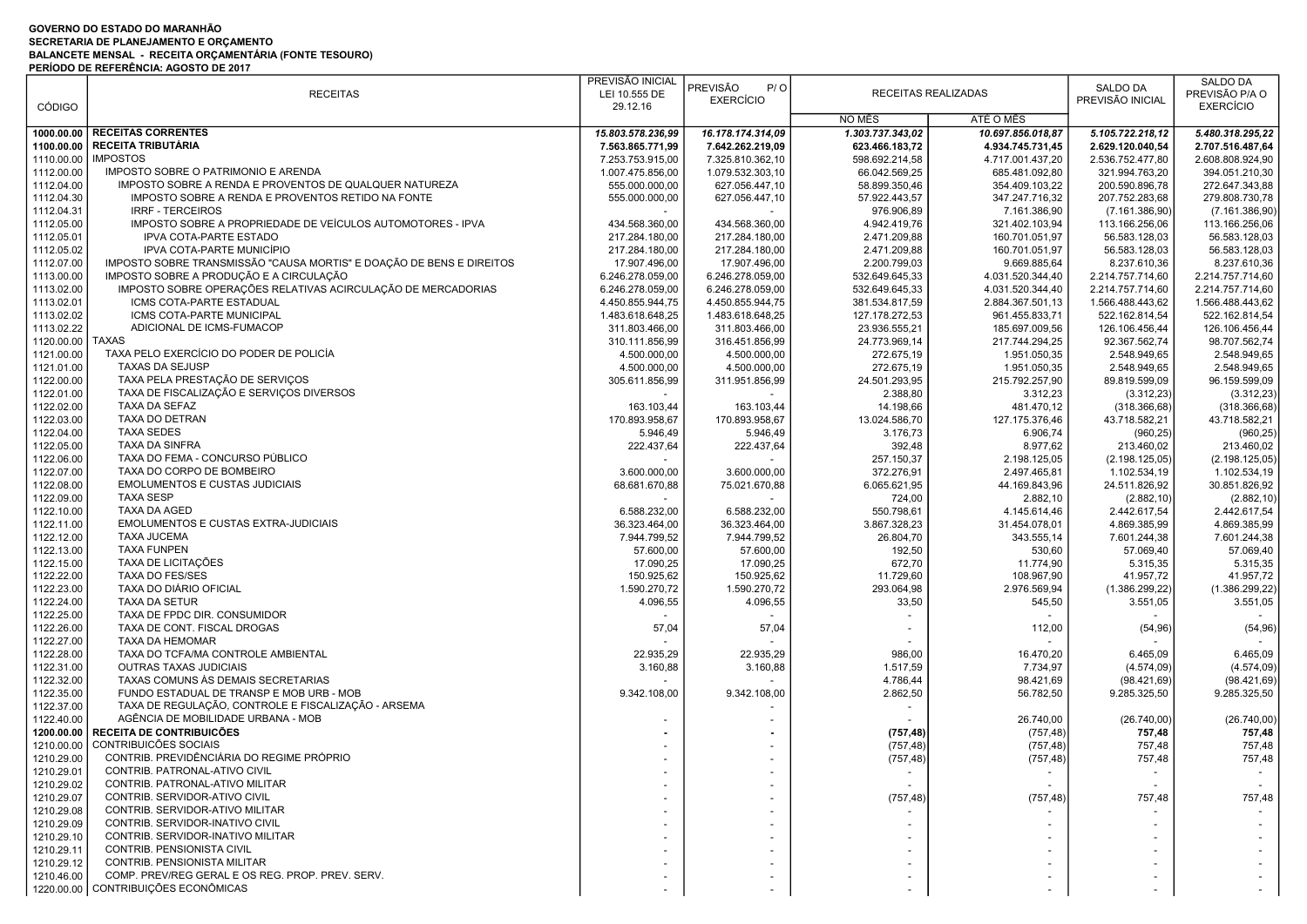**GOVERNO DO ESTADO DO MARANHÃO**
**SECRETARIA DE PLANEJAMENTO E ORÇAMENTO**
**BALANCETE MENSAL - RECEITA ORÇAMENTÁRIA (FONTE TESOURO)**
**PERÍODO DE REFERÊNCIA: AGOSTO DE 2017**

| CÓDIGO | RECEITAS | PREVISÃO INICIAL LEI 10.555 DE 29.12.16 | PREVISÃO P/ O EXERCÍCIO | RECEITAS REALIZADAS | | SALDO DA PREVISÃO INICIAL | SALDO DA PREVISÃO P/A O EXERCÍCIO |
|---|---|---|---|---|---|---|---|
| | | | | NO MÊS | ATÉ O MÊS | | |
| **1000.00.00** | **RECEITAS CORRENTES** | ***15.803.578.236,99*** | ***16.178.174.314,09*** | ***1.303.737.343,02*** | ***10.697.856.018,87*** | ***5.105.722.218,12*** | ***5.480.318.295,22*** |
| **1100.00.00** | **RECEITA TRIBUTÁRIA** | **7.563.865.771,99** | **7.642.262.219,09** | **623.466.183,72** | **4.934.745.731,45** | **2.629.120.040,54** | **2.707.516.487,64** |
| 1110.00.00 | IMPOSTOS | 7.253.753.915,00 | 7.325.810.362,10 | 598.692.214,58 | 4.717.001.437,20 | 2.536.752.477,80 | 2.608.808.924,90 |
| 1112.00.00 | IMPOSTO SOBRE O PATRIMONIO E ARENDA | 1.007.475.856,00 | 1.079.532.303,10 | 66.042.569,25 | 685.481.092,80 | 321.994.763,20 | 394.051.210,30 |
| 1112.04.00 | IMPOSTO SOBRE A RENDA E PROVENTOS DE QUALQUER NATUREZA | 555.000.000,00 | 627.056.447,10 | 58.899.350,46 | 354.409.103,22 | 200.590.896,78 | 272.647.343,88 |
| 1112.04.30 | IMPOSTO SOBRE A RENDA E PROVENTOS RETIDO NA FONTE | 555.000.000,00 | 627.056.447,10 | 57.922.443,57 | 347.247.716,32 | 207.752.283,68 | 279.808.730,78 |
| 1112.04.31 | IRRF - TERCEIROS | - | - | 976.906,89 | 7.161.386,90 | (7.161.386,90) | (7.161.386,90) |
| 1112.05.00 | IMPOSTO SOBRE A PROPRIEDADE DE VEÍCULOS AUTOMOTORES - IPVA | 434.568.360,00 | 434.568.360,00 | 4.942.419,76 | 321.402.103,94 | 113.166.256,06 | 113.166.256,06 |
| 1112.05.01 | IPVA COTA-PARTE ESTADO | 217.284.180,00 | 217.284.180,00 | 2.471.209,88 | 160.701.051,97 | 56.583.128,03 | 56.583.128,03 |
| 1112.05.02 | IPVA COTA-PARTE MUNICÍPIO | 217.284.180,00 | 217.284.180,00 | 2.471.209,88 | 160.701.051,97 | 56.583.128,03 | 56.583.128,03 |
| 1112.07.00 | IMPOSTO SOBRE TRANSMISSÃO "CAUSA MORTIS" E DOAÇÃO DE BENS E DIREITOS | 17.907.496,00 | 17.907.496,00 | 2.200.799,03 | 9.669.885,64 | 8.237.610,36 | 8.237.610,36 |
| 1113.00.00 | IMPOSTO SOBRE A PRODUÇÃO E A CIRCULAÇÃO | 6.246.278.059,00 | 6.246.278.059,00 | 532.649.645,33 | 4.031.520.344,40 | 2.214.757.714,60 | 2.214.757.714,60 |
| 1113.02.00 | IMPOSTO SOBRE OPERAÇÕES RELATIVAS ACIRCULAÇÃO DE MERCADORIAS | 6.246.278.059,00 | 6.246.278.059,00 | 532.649.645,33 | 4.031.520.344,40 | 2.214.757.714,60 | 2.214.757.714,60 |
| 1113.02.01 | ICMS COTA-PARTE ESTADUAL | 4.450.855.944,75 | 4.450.855.944,75 | 381.534.817,59 | 2.884.367.501,13 | 1.566.488.443,62 | 1.566.488.443,62 |
| 1113.02.02 | ICMS COTA-PARTE MUNICIPAL | 1.483.618.648,25 | 1.483.618.648,25 | 127.178.272,53 | 961.455.833,71 | 522.162.814,54 | 522.162.814,54 |
| 1113.02.22 | ADICIONAL DE ICMS-FUMACOP | 311.803.466,00 | 311.803.466,00 | 23.936.555,21 | 185.697.009,56 | 126.106.456,44 | 126.106.456,44 |
| 1120.00.00 | TAXAS | 310.111.856,99 | 316.451.856,99 | 24.773.969,14 | 217.744.294,25 | 92.367.562,74 | 98.707.562,74 |
| 1121.00.00 | TAXA PELO EXERCÍCIO DO PODER DE POLICÍA | 4.500.000,00 | 4.500.000,00 | 272.675,19 | 1.951.050,35 | 2.548.949,65 | 2.548.949,65 |
| 1121.01.00 | TAXAS DA SEJUSP | 4.500.000,00 | 4.500.000,00 | 272.675,19 | 1.951.050,35 | 2.548.949,65 | 2.548.949,65 |
| 1122.00.00 | TAXA PELA PRESTAÇÃO DE SERVIÇOS | 305.611.856,99 | 311.951.856,99 | 24.501.293,95 | 215.792.257,90 | 89.819.599,09 | 96.159.599,09 |
| 1122.01.00 | TAXA DE FISCALIZAÇÃO E SERVIÇOS DIVERSOS | - | - | 2.388,80 | 3.312,23 | (3.312,23) | (3.312,23) |
| 1122.02.00 | TAXA DA SEFAZ | 163.103,44 | 163.103,44 | 14.198,66 | 481.470,12 | (318.366,68) | (318.366,68) |
| 1122.03.00 | TAXA DO DETRAN | 170.893.958,67 | 170.893.958,67 | 13.024.586,70 | 127.175.376,46 | 43.718.582,21 | 43.718.582,21 |
| 1122.04.00 | TAXA SEDES | 5.946,49 | 5.946,49 | 3.176,73 | 6.906,74 | (960,25) | (960,25) |
| 1122.05.00 | TAXA DA SINFRA | 222.437,64 | 222.437,64 | 392,48 | 8.977,62 | 213.460,02 | 213.460,02 |
| 1122.06.00 | TAXA DO FEMA - CONCURSO PÚBLICO | - | - | 257.150,37 | 2.198.125,05 | (2.198.125,05) | (2.198.125,05) |
| 1122.07.00 | TAXA DO CORPO DE BOMBEIRO | 3.600.000,00 | 3.600.000,00 | 372.276,91 | 2.497.465,81 | 1.102.534,19 | 1.102.534,19 |
| 1122.08.00 | EMOLUMENTOS E CUSTAS JUDICIAIS | 68.681.670,88 | 75.021.670,88 | 6.065.621,95 | 44.169.843,96 | 24.511.826,92 | 30.851.826,92 |
| 1122.09.00 | TAXA SESP | - | - | 724,00 | 2.882,10 | (2.882,10) | (2.882,10) |
| 1122.10.00 | TAXA DA AGED | 6.588.232,00 | 6.588.232,00 | 550.798,61 | 4.145.614,46 | 2.442.617,54 | 2.442.617,54 |
| 1122.11.00 | EMOLUMENTOS E CUSTAS EXTRA-JUDICIAIS | 36.323.464,00 | 36.323.464,00 | 3.867.328,23 | 31.454.078,01 | 4.869.385,99 | 4.869.385,99 |
| 1122.12.00 | TAXA JUCEMA | 7.944.799,52 | 7.944.799,52 | 26.804,70 | 343.555,14 | 7.601.244,38 | 7.601.244,38 |
| 1122.13.00 | TAXA FUNPEN | 57.600,00 | 57.600,00 | 192,50 | 530,60 | 57.069,40 | 57.069,40 |
| 1122.15.00 | TAXA DE LICITAÇÕES | 17.090,25 | 17.090,25 | 672,70 | 11.774,90 | 5.315,35 | 5.315,35 |
| 1122.22.00 | TAXA DO FES/SES | 150.925,62 | 150.925,62 | 11.729,60 | 108.967,90 | 41.957,72 | 41.957,72 |
| 1122.23.00 | TAXA DO DIÁRIO OFICIAL | 1.590.270,72 | 1.590.270,72 | 293.064,98 | 2.976.569,94 | (1.386.299,22) | (1.386.299,22) |
| 1122.24.00 | TAXA DA SETUR | 4.096,55 | 4.096,55 | 33,50 | 545,50 | 3.551,05 | 3.551,05 |
| 1122.25.00 | TAXA DE FPDC DIR. CONSUMIDOR | - | - | - | - | - | - |
| 1122.26.00 | TAXA DE CONT. FISCAL DROGAS | 57,04 | 57,04 | - | 112,00 | (54,96) | (54,96) |
| 1122.27.00 | TAXA DA HEMOMAR | - | - | - | - | - | - |
| 1122.28.00 | TAXA DO TCFA/MA CONTROLE AMBIENTAL | 22.935,29 | 22.935,29 | 986,00 | 16.470,20 | 6.465,09 | 6.465,09 |
| 1122.31.00 | OUTRAS TAXAS JUDICIAIS | 3.160,88 | 3.160,88 | 1.517,59 | 7.734,97 | (4.574,09) | (4.574,09) |
| 1122.32.00 | TAXAS COMUNS ÀS DEMAIS SECRETARIAS | - | - | 4.786,44 | 98.421,69 | (98.421,69) | (98.421,69) |
| 1122.35.00 | FUNDO ESTADUAL DE TRANSP E MOB URB - MOB | 9.342.108,00 | 9.342.108,00 | 2.862,50 | 56.782,50 | 9.285.325,50 | 9.285.325,50 |
| 1122.37.00 | TAXA DE REGULAÇÃO, CONTROLE E FISCALIZAÇÃO - ARSEMA | | - | - | | | |
| 1122.40.00 | AGÊNCIA DE MOBILIDADE URBANA - MOB | - | - | - | 26.740,00 | (26.740,00) | (26.740,00) |
| **1200.00.00** | **RECEITA DE CONTRIBUIÇÕES** | **-** | **-** | **(757,48)** | (757,48) | **757,48** | **757,48** |
| 1210.00.00 | CONTRIBUICÕES SOCIAIS | - | - | (757,48) | (757,48) | 757,48 | 757,48 |
| 1210.29.00 | CONTRIB. PREVIDENCIÁRIA DO REGIME PRÓPRIO | - | - | (757,48) | (757,48) | 757,48 | 757,48 |
| 1210.29.01 | CONTRIB. PATRONAL-ATIVO CIVIL | - | - | - | - | - | - |
| 1210.29.02 | CONTRIB. PATRONAL-ATIVO MILITAR | - | - | - | - | - | - |
| 1210.29.07 | CONTRIB. SERVIDOR-ATIVO CIVIL | - | - | (757,48) | (757,48) | 757,48 | 757,48 |
| 1210.29.08 | CONTRIB. SERVIDOR-ATIVO MILITAR | - | - | - | - | - | - |
| 1210.29.09 | CONTRIB. SERVIDOR-INATIVO CIVIL | - | - | - | - | - | - |
| 1210.29.10 | CONTRIB. SERVIDOR-INATIVO MILITAR | - | - | - | - | - | - |
| 1210.29.11 | CONTRIB. PENSIONISTA CIVIL | - | - | - | - | - | - |
| 1210.29.12 | CONTRIB. PENSIONISTA MILITAR | - | - | - | - | - | - |
| 1210.46.00 | COMP. PREV/REG GERAL E OS REG. PROP. PREV. SERV. | - | - | - | - | - | - |
| 1220.00.00 | CONTRIBUIÇÕES ECONÔMICAS | - | - | - | - | - | - |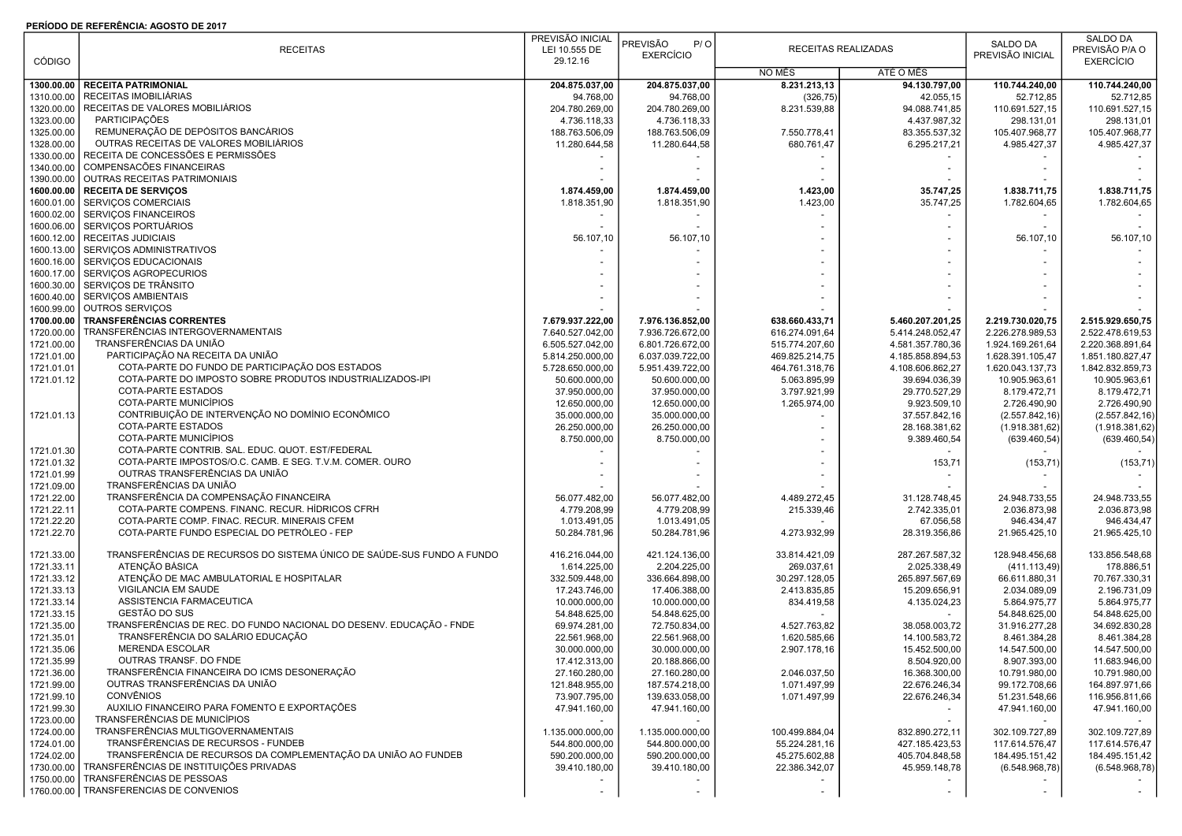**PERÍODO DE REFERÊNCIA: AGOSTO DE 2017**

| CÓDIGO | RECEITAS | PREVISÃO INICIAL LEI 10.555 DE 29.12.16 | PREVISÃO P/O EXERCÍCIO | RECEITAS REALIZADAS | | SALDO DA PREVISÃO INICIAL | SALDO DA PREVISÃO P/A O EXERCÍCIO |
|---|---|---|---|---|---|---|---|
| | | | | NO MÊS | ATÉ O MÊS | | |
| **1300.00.00** | **RECEITA PATRIMONIAL** | **204.875.037,00** | **204.875.037,00** | **8.231.213,13** | **94.130.797,00** | **110.744.240,00** | **110.744.240,00** |
| 1310.00.00 | RECEITAS IMOBILIÁRIAS | 94.768,00 | 94.768,00 | (326,75) | 42.055,15 | 52.712,85 | 52.712,85 |
| 1320.00.00 | RECEITAS DE VALORES MOBILIÁRIOS | 204.780.269,00 | 204.780.269,00 | 8.231.539,88 | 94.088.741,85 | 110.691.527,15 | 110.691.527,15 |
| 1323.00.00 | PARTICIPAÇÕES | 4.736.118,33 | 4.736.118,33 | | 4.437.987,32 | 298.131,01 | 298.131,01 |
| 1325.00.00 | REMUNERAÇÃO DE DEPÓSITOS BANCÁRIOS | 188.763.506,09 | 188.763.506,09 | 7.550.778,41 | 83.355.537,32 | 105.407.968,77 | 105.407.968,77 |
| 1328.00.00 | OUTRAS RECEITAS DE VALORES MOBILIÁRIOS | 11.280.644,58 | 11.280.644,58 | 680.761,47 | 6.295.217,21 | 4.985.427,37 | 4.985.427,37 |
| 1330.00.00 | RECEITA DE CONCESSÕES E PERMISSÕES | - | - | - | - | - | - |
| 1340.00.00 | COMPENSACÕES FINANCEIRAS | - | - | - | - | - | - |
| 1390.00.00 | OUTRAS RECEITAS PATRIMONIAIS | - | - | - | - | - | - |
| **1600.00.00** | **RECEITA DE SERVIÇOS** | **1.874.459,00** | **1.874.459,00** | **1.423,00** | **35.747,25** | **1.838.711,75** | **1.838.711,75** |
| 1600.01.00 | SERVIÇOS COMERCIAIS | 1.818.351,90 | 1.818.351,90 | 1.423,00 | 35.747,25 | 1.782.604,65 | 1.782.604,65 |
| 1600.02.00 | SERVIÇOS FINANCEIROS | - | - | - | - | - | - |
| 1600.06.00 | SERVIÇOS PORTUÁRIOS | - | - | - | - | - | - |
| 1600.12.00 | RECEITAS JUDICIAIS | 56.107,10 | 56.107,10 | - | - | 56.107,10 | 56.107,10 |
| 1600.13.00 | SERVIÇOS ADMINISTRATIVOS | - | - | - | - | - | - |
| 1600.16.00 | SERVIÇOS EDUCACIONAIS | - | - | - | - | - | - |
| 1600.17.00 | SERVIÇOS AGROPECURIOS | - | - | - | - | - | - |
| 1600.30.00 | SERVIÇOS DE TRÂNSITO | - | - | - | - | - | - |
| 1600.40.00 | SERVIÇOS AMBIENTAIS | - | - | - | - | - | - |
| 1600.99.00 | OUTROS SERVIÇOS | - | - | - | - | - | - |
| **1700.00.00** | **TRANSFERÊNCIAS CORRENTES** | **7.679.937.222,00** | **7.976.136.852,00** | **638.660.433,71** | **5.460.207.201,25** | **2.219.730.020,75** | **2.515.929.650,75** |
| 1720.00.00 | TRANSFERÊNCIAS INTERGOVERNAMENTAIS | 7.640.527.042,00 | 7.936.726.672,00 | 616.274.091,64 | 5.414.248.052,47 | 2.226.278.989,53 | 2.522.478.619,53 |
| 1721.00.00 | TRANSFERÊNCIAS DA UNIÃO | 6.505.527.042,00 | 6.801.726.672,00 | 515.774.207,60 | 4.581.357.780,36 | 1.924.169.261,64 | 2.220.368.891,64 |
| 1721.01.00 | PARTICIPAÇÃO NA RECEITA DA UNIÃO | 5.814.250.000,00 | 6.037.039.722,00 | 469.825.214,75 | 4.185.858.894,53 | 1.628.391.105,47 | 1.851.180.827,47 |
| 1721.01.01 | COTA-PARTE DO FUNDO DE PARTICIPAÇÃO DOS ESTADOS | 5.728.650.000,00 | 5.951.439.722,00 | 464.761.318,76 | 4.108.606.862,27 | 1.620.043.137,73 | 1.842.832.859,73 |
| 1721.01.12 | COTA-PARTE DO IMPOSTO SOBRE PRODUTOS INDUSTRIALIZADOS-IPI | 50.600.000,00 | 50.600.000,00 | 5.063.895,99 | 39.694.036,39 | 10.905.963,61 | 10.905.963,61 |
| | COTA-PARTE ESTADOS | 37.950.000,00 | 37.950.000,00 | 3.797.921,99 | 29.770.527,29 | 8.179.472,71 | 8.179.472,71 |
| | COTA-PARTE MUNICÍPIOS | 12.650.000,00 | 12.650.000,00 | 1.265.974,00 | 9.923.509,10 | 2.726.490,90 | 2.726.490,90 |
| 1721.01.13 | CONTRIBUIÇÃO DE INTERVENÇÃO NO DOMÍNIO ECONÔMICO | 35.000.000,00 | 35.000.000,00 | - | 37.557.842,16 | (2.557.842,16) | (2.557.842,16) |
| | COTA-PARTE ESTADOS | 26.250.000,00 | 26.250.000,00 | - | 28.168.381,62 | (1.918.381,62) | (1.918.381,62) |
| | COTA-PARTE MUNICÍPIOS | 8.750.000,00 | 8.750.000,00 | - | 9.389.460,54 | (639.460,54) | (639.460,54) |
| 1721.01.30 | COTA-PARTE CONTRIB. SAL. EDUC. QUOT. EST/FEDERAL | - | - | - | - | - | - |
| 1721.01.32 | COTA-PARTE IMPOSTOS/O.C. CAMB. E SEG. T.V.M. COMER. OURO | - | - | - | 153,71 | (153,71) | (153,71) |
| 1721.01.99 | OUTRAS TRANSFERÊNCIAS DA UNIÃO | - | - | - | - | - | - |
| 1721.09.00 | TRANSFERÊNCIAS DA UNIÃO | - | - | - | - | - | - |
| 1721.22.00 | TRANSFERÊNCIA DA COMPENSAÇÃO FINANCEIRA | 56.077.482,00 | 56.077.482,00 | 4.489.272,45 | 31.128.748,45 | 24.948.733,55 | 24.948.733,55 |
| 1721.22.11 | COTA-PARTE COMPENS. FINANC. RECUR. HÍDRICOS CFRH | 4.779.208,99 | 4.779.208,99 | 215.339,46 | 2.742.335,01 | 2.036.873,98 | 2.036.873,98 |
| 1721.22.20 | COTA-PARTE COMP. FINAC. RECUR. MINERAIS CFEM | 1.013.491,05 | 1.013.491,05 | - | 67.056,58 | 946.434,47 | 946.434,47 |
| 1721.22.70 | COTA-PARTE FUNDO ESPECIAL DO PETRÓLEO - FEP | 50.284.781,96 | 50.284.781,96 | 4.273.932,99 | 28.319.356,86 | 21.965.425,10 | 21.965.425,10 |
| 1721.33.00 | TRANSFERÊNCIAS DE RECURSOS DO SISTEMA ÚNICO DE SAÚDE-SUS FUNDO A FUNDO | 416.216.044,00 | 421.124.136,00 | 33.814.421,09 | 287.267.587,32 | 128.948.456,68 | 133.856.548,68 |
| 1721.33.11 | ATENÇÃO BÁSICA | 1.614.225,00 | 2.204.225,00 | 269.037,61 | 2.025.338,49 | (411.113,49) | 178.886,51 |
| 1721.33.12 | ATENÇÃO DE MAC AMBULATORIAL E HOSPITALAR | 332.509.448,00 | 336.664.898,00 | 30.297.128,05 | 265.897.567,69 | 66.611.880,31 | 70.767.330,31 |
| 1721.33.13 | VIGILANCIA EM SAUDE | 17.243.746,00 | 17.406.388,00 | 2.413.835,85 | 15.209.656,91 | 2.034.089,09 | 2.196.731,09 |
| 1721.33.14 | ASSISTENCIA FARMACEUTICA | 10.000.000,00 | 10.000.000,00 | 834.419,58 | 4.135.024,23 | 5.864.975,77 | 5.864.975,77 |
| 1721.33.15 | GESTÃO DO SUS | 54.848.625,00 | 54.848.625,00 | - | - | 54.848.625,00 | 54.848.625,00 |
| 1721.35.00 | TRANSFERÊNCIAS DE REC. DO FUNDO NACIONAL DO DESENV. EDUCAÇÃO - FNDE | 69.974.281,00 | 72.750.834,00 | 4.527.763,82 | 38.058.003,72 | 31.916.277,28 | 34.692.830,28 |
| 1721.35.01 | TRANSFERÊNCIA DO SALÁRIO EDUCAÇÃO | 22.561.968,00 | 22.561.968,00 | 1.620.585,66 | 14.100.583,72 | 8.461.384,28 | 8.461.384,28 |
| 1721.35.06 | MERENDA ESCOLAR | 30.000.000,00 | 30.000.000,00 | 2.907.178,16 | 15.452.500,00 | 14.547.500,00 | 14.547.500,00 |
| 1721.35.99 | OUTRAS TRANSF. DO FNDE | 17.412.313,00 | 20.188.866,00 | - | 8.504.920,00 | 8.907.393,00 | 11.683.946,00 |
| 1721.36.00 | TRANSFERÊNCIA FINANCEIRA DO ICMS DESONERAÇÃO | 27.160.280,00 | 27.160.280,00 | 2.046.037,50 | 16.368.300,00 | 10.791.980,00 | 10.791.980,00 |
| 1721.99.00 | OUTRAS TRANSFERÊNCIAS DA UNIÃO | 121.848.955,00 | 187.574.218,00 | 1.071.497,99 | 22.676.246,34 | 99.172.708,66 | 164.897.971,66 |
| 1721.99.10 | CONVÊNIOS | 73.907.795,00 | 139.633.058,00 | 1.071.497,99 | 22.676.246,34 | 51.231.548,66 | 116.956.811,66 |
| 1721.99.30 | AUXILIO FINANCEIRO PARA FOMENTO E EXPORTAÇÕES | 47.941.160,00 | 47.941.160,00 | - | - | 47.941.160,00 | 47.941.160,00 |
| 1723.00.00 | TRANSFERÊNCIAS DE MUNICÍPIOS | - | - | | - | | |
| 1724.00.00 | TRANSFERÊNCIAS MULTIGOVERNAMENTAIS | 1.135.000.000,00 | 1.135.000.000,00 | 100.499.884,04 | 832.890.272,11 | 302.109.727,89 | 302.109.727,89 |
| 1724.01.00 | TRANSFERÊNCIAS DE RECURSOS - FUNDEB | 544.800.000,00 | 544.800.000,00 | 55.224.281,16 | 427.185.423,53 | 117.614.576,47 | 117.614.576,47 |
| 1724.02.00 | TRANSFERÊNCIA DE RECURSOS DA COMPLEMENTAÇÃO DA UNIÃO AO FUNDEB | 590.200.000,00 | 590.200.000,00 | 45.275.602,88 | 405.704.848,58 | 184.495.151,42 | 184.495.151,42 |
| 1730.00.00 | TRANSFERÊNCIAS DE INSTITUIÇÕES PRIVADAS | 39.410.180,00 | 39.410.180,00 | 22.386.342,07 | 45.959.148,78 | (6.548.968,78) | (6.548.968,78) |
| 1750.00.00 | TRANSFERÊNCIAS DE PESSOAS | - | - | - | - | - | - |
| 1760.00.00 | TRANSFERENCIAS DE CONVENIOS | - | - | - | - | - | - |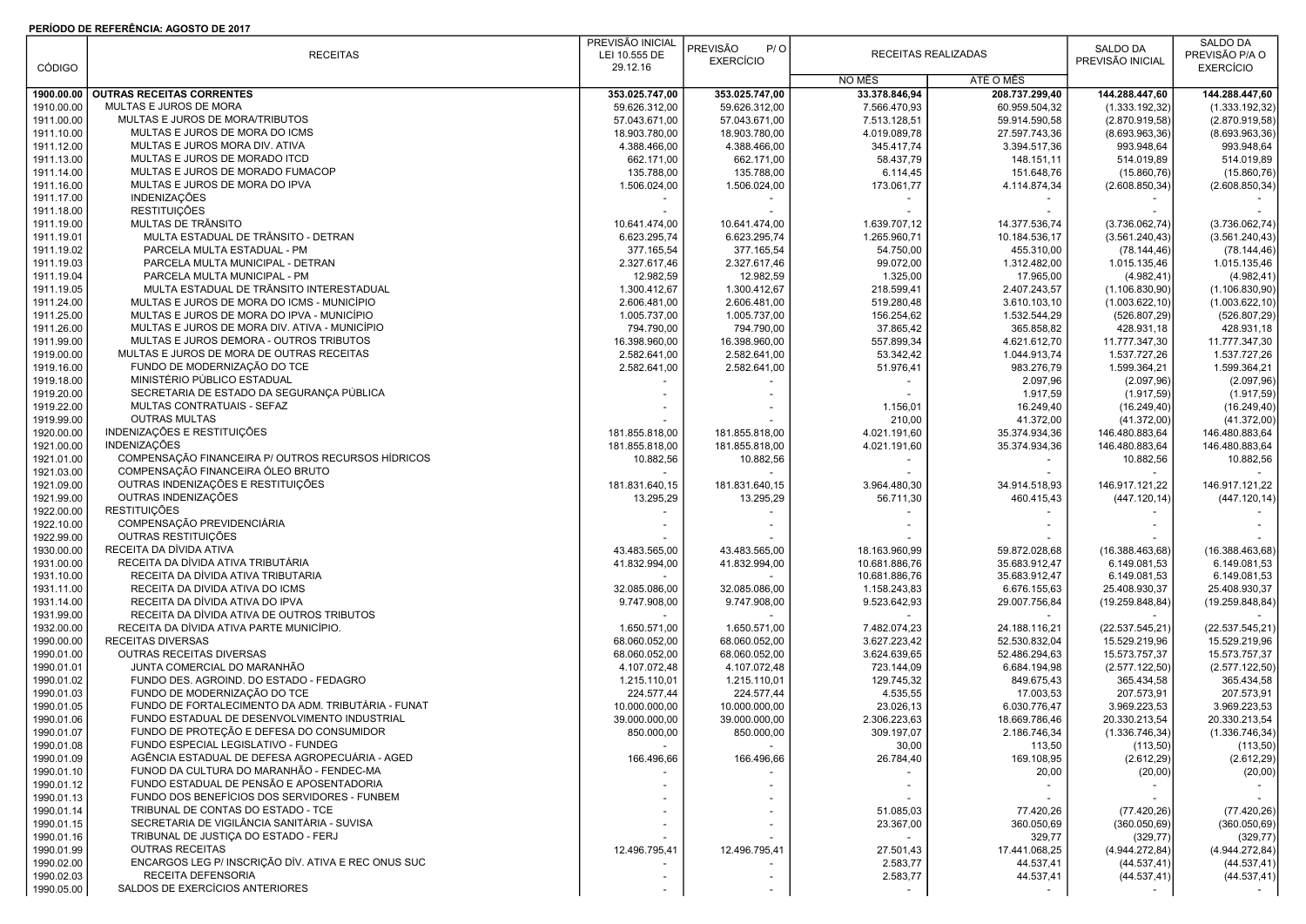**PERÍODO DE REFERÊNCIA: AGOSTO DE 2017**

| CÓDIGO | RECEITAS | PREVISÃO INICIAL LEI 10.555 DE 29.12.16 | PREVISÃO P/ O EXERCÍCIO | RECEITAS REALIZADAS | | SALDO DA PREVISÃO INICIAL | SALDO DA PREVISÃO P/A O EXERCÍCIO |
|---|---|---|---|---|---|---|---|
| | | | | NO MÊS | ATÉ O MÊS | | |
| **1900.00.00** | **OUTRAS RECEITAS CORRENTES** | **353.025.747,00** | **353.025.747,00** | **33.378.846,94** | **208.737.299,40** | **144.288.447,60** | **144.288.447,60** |
| 1910.00.00 | MULTAS E JUROS DE MORA | 59.626.312,00 | 59.626.312,00 | 7.566.470,93 | 60.959.504,32 | (1.333.192,32) | (1.333.192,32) |
| 1911.00.00 | MULTAS E JUROS DE MORA/TRIBUTOS | 57.043.671,00 | 57.043.671,00 | 7.513.128,51 | 59.914.590,58 | (2.870.919,58) | (2.870.919,58) |
| 1911.10.00 | MULTAS E JUROS DE MORA DO ICMS | 18.903.780,00 | 18.903.780,00 | 4.019.089,78 | 27.597.743,36 | (8.693.963,36) | (8.693.963,36) |
| 1911.12.00 | MULTAS E JUROS MORA DIV. ATIVA | 4.388.466,00 | 4.388.466,00 | 345.417,74 | 3.394.517,36 | 993.948,64 | 993.948,64 |
| 1911.13.00 | MULTAS E JUROS DE MORADO ITCD | 662.171,00 | 662.171,00 | 58.437,79 | 148.151,11 | 514.019,89 | 514.019,89 |
| 1911.14.00 | MULTAS E JUROS DE MORADO FUMACOP | 135.788,00 | 135.788,00 | 6.114,45 | 151.648,76 | (15.860,76) | (15.860,76) |
| 1911.16.00 | MULTAS E JUROS DE MORA DO IPVA | 1.506.024,00 | 1.506.024,00 | 173.061,77 | 4.114.874,34 | (2.608.850,34) | (2.608.850,34) |
| 1911.17.00 | INDENIZAÇÕES | - | - | - | - | - | - |
| 1911.18.00 | RESTITUIÇÕES | - | - | - | - | - | - |
| 1911.19.00 | MULTAS DE TRÂNSITO | 10.641.474,00 | 10.641.474,00 | 1.639.707,12 | 14.377.536,74 | (3.736.062,74) | (3.736.062,74) |
| 1911.19.01 | MULTA ESTADUAL DE TRÂNSITO - DETRAN | 6.623.295,74 | 6.623.295,74 | 1.265.960,71 | 10.184.536,17 | (3.561.240,43) | (3.561.240,43) |
| 1911.19.02 | PARCELA MULTA ESTADUAL - PM | 377.165,54 | 377.165,54 | 54.750,00 | 455.310,00 | (78.144,46) | (78.144,46) |
| 1911.19.03 | PARCELA MULTA MUNICIPAL - DETRAN | 2.327.617,46 | 2.327.617,46 | 99.072,00 | 1.312.482,00 | 1.015.135,46 | 1.015.135,46 |
| 1911.19.04 | PARCELA MULTA MUNICIPAL - PM | 12.982,59 | 12.982,59 | 1.325,00 | 17.965,00 | (4.982,41) | (4.982,41) |
| 1911.19.05 | MULTA ESTADUAL DE TRÂNSITO INTERESTADUAL | 1.300.412,67 | 1.300.412,67 | 218.599,41 | 2.407.243,57 | (1.106.830,90) | (1.106.830,90) |
| 1911.24.00 | MULTAS E JUROS DE MORA DO ICMS - MUNICÍPIO | 2.606.481,00 | 2.606.481,00 | 519.280,48 | 3.610.103,10 | (1.003.622,10) | (1.003.622,10) |
| 1911.25.00 | MULTAS E JUROS DE MORA DO IPVA - MUNICÍPIO | 1.005.737,00 | 1.005.737,00 | 156.254,62 | 1.532.544,29 | (526.807,29) | (526.807,29) |
| 1911.26.00 | MULTAS E JUROS DE MORA DIV. ATIVA - MUNICÍPIO | 794.790,00 | 794.790,00 | 37.865,42 | 365.858,82 | 428.931,18 | 428.931,18 |
| 1911.99.00 | MULTAS E JUROS DEMORA - OUTROS TRIBUTOS | 16.398.960,00 | 16.398.960,00 | 557.899,34 | 4.621.612,70 | 11.777.347,30 | 11.777.347,30 |
| 1919.00.00 | MULTAS E JUROS DE MORA DE OUTRAS RECEITAS | 2.582.641,00 | 2.582.641,00 | 53.342,42 | 1.044.913,74 | 1.537.727,26 | 1.537.727,26 |
| 1919.16.00 | FUNDO DE MODERNIZAÇÃO DO TCE | 2.582.641,00 | 2.582.641,00 | 51.976,41 | 983.276,79 | 1.599.364,21 | 1.599.364,21 |
| 1919.18.00 | MINISTÉRIO PÚBLICO ESTADUAL | - | - | - | 2.097,96 | (2.097,96) | (2.097,96) |
| 1919.20.00 | SECRETARIA DE ESTADO DA SEGURANÇA PÚBLICA | - | - | - | 1.917,59 | (1.917,59) | (1.917,59) |
| 1919.22.00 | MULTAS CONTRATUAIS - SEFAZ | - | - | 1.156,01 | 16.249,40 | (16.249,40) | (16.249,40) |
| 1919.99.00 | OUTRAS MULTAS | - | - | 210,00 | 41.372,00 | (41.372,00) | (41.372,00) |
| 1920.00.00 | INDENIZAÇÕES E RESTITUIÇÕES | 181.855.818,00 | 181.855.818,00 | 4.021.191,60 | 35.374.934,36 | 146.480.883,64 | 146.480.883,64 |
| 1921.00.00 | INDENIZAÇÕES | 181.855.818,00 | 181.855.818,00 | 4.021.191,60 | 35.374.934,36 | 146.480.883,64 | 146.480.883,64 |
| 1921.01.00 | COMPENSAÇÃO FINANCEIRA P/ OUTROS RECURSOS HÍDRICOS | 10.882,56 | 10.882,56 | - | - | 10.882,56 | 10.882,56 |
| 1921.03.00 | COMPENSAÇÃO FINANCEIRA ÓLEO BRUTO | - | - | - | - | - | - |
| 1921.09.00 | OUTRAS INDENIZAÇÕES E RESTITUIÇÕES | 181.831.640,15 | 181.831.640,15 | 3.964.480,30 | 34.914.518,93 | 146.917.121,22 | 146.917.121,22 |
| 1921.99.00 | OUTRAS INDENIZAÇÕES | 13.295,29 | 13.295,29 | 56.711,30 | 460.415,43 | (447.120,14) | (447.120,14) |
| 1922.00.00 | RESTITUIÇÕES | - | - | - | - | - | - |
| 1922.10.00 | COMPENSAÇÃO PREVIDENCIÁRIA | - | - | - | - | - | - |
| 1922.99.00 | OUTRAS RESTITUIÇÕES | - | - | - | - | - | - |
| 1930.00.00 | RECEITA DA DÍVIDA ATIVA | 43.483.565,00 | 43.483.565,00 | 18.163.960,99 | 59.872.028,68 | (16.388.463,68) | (16.388.463,68) |
| 1931.00.00 | RECEITA DA DÍVIDA ATIVA TRIBUTÁRIA | 41.832.994,00 | 41.832.994,00 | 10.681.886,76 | 35.683.912,47 | 6.149.081,53 | 6.149.081,53 |
| 1931.10.00 | RECEITA DA DÍVIDA ATIVA TRIBUTARIA | - | - | 10.681.886,76 | 35.683.912,47 | 6.149.081,53 | 6.149.081,53 |
| 1931.11.00 | RECEITA DA DIVIDA ATIVA DO ICMS | 32.085.086,00 | 32.085.086,00 | 1.158.243,83 | 6.676.155,63 | 25.408.930,37 | 25.408.930,37 |
| 1931.14.00 | RECEITA DA DÍVIDA ATIVA DO IPVA | 9.747.908,00 | 9.747.908,00 | 9.523.642,93 | 29.007.756,84 | (19.259.848,84) | (19.259.848,84) |
| 1931.99.00 | RECEITA DA DÍVIDA ATIVA DE OUTROS TRIBUTOS | - | - | - | - | - | - |
| 1932.00.00 | RECEITA DA DÍVIDA ATIVA PARTE MUNICÍPIO. | 1.650.571,00 | 1.650.571,00 | 7.482.074,23 | 24.188.116,21 | (22.537.545,21) | (22.537.545,21) |
| 1990.00.00 | RECEITAS DIVERSAS | 68.060.052,00 | 68.060.052,00 | 3.627.223,42 | 52.530.832,04 | 15.529.219,96 | 15.529.219,96 |
| 1990.01.00 | OUTRAS RECEITAS DIVERSAS | 68.060.052,00 | 68.060.052,00 | 3.624.639,65 | 52.486.294,63 | 15.573.757,37 | 15.573.757,37 |
| 1990.01.01 | JUNTA COMERCIAL DO MARANHÃO | 4.107.072,48 | 4.107.072,48 | 723.144,09 | 6.684.194,98 | (2.577.122,50) | (2.577.122,50) |
| 1990.01.02 | FUNDO DES. AGROIND. DO ESTADO - FEDAGRO | 1.215.110,01 | 1.215.110,01 | 129.745,32 | 849.675,43 | 365.434,58 | 365.434,58 |
| 1990.01.03 | FUNDO DE MODERNIZAÇÃO DO TCE | 224.577,44 | 224.577,44 | 4.535,55 | 17.003,53 | 207.573,91 | 207.573,91 |
| 1990.01.05 | FUNDO DE FORTALECIMENTO DA ADM. TRIBUTÁRIA - FUNAT | 10.000.000,00 | 10.000.000,00 | 23.026,13 | 6.030.776,47 | 3.969.223,53 | 3.969.223,53 |
| 1990.01.06 | FUNDO ESTADUAL DE DESENVOLVIMENTO INDUSTRIAL | 39.000.000,00 | 39.000.000,00 | 2.306.223,63 | 18.669.786,46 | 20.330.213,54 | 20.330.213,54 |
| 1990.01.07 | FUNDO DE PROTEÇÃO E DEFESA DO CONSUMIDOR | 850.000,00 | 850.000,00 | 309.197,07 | 2.186.746,34 | (1.336.746,34) | (1.336.746,34) |
| 1990.01.08 | FUNDO ESPECIAL LEGISLATIVO - FUNDEG | - | - | 30,00 | 113,50 | (113,50) | (113,50) |
| 1990.01.09 | AGÊNCIA ESTADUAL DE DEFESA AGROPECUÁRIA - AGED | 166.496,66 | 166.496,66 | 26.784,40 | 169.108,95 | (2.612,29) | (2.612,29) |
| 1990.01.10 | FUNOD DA CULTURA DO MARANHÃO - FENDEC-MA | - | - | - | 20,00 | (20,00) | (20,00) |
| 1990.01.12 | FUNDO ESTADUAL DE PENSÃO E APOSENTADORIA | - | - | - | - | - | - |
| 1990.01.13 | FUNDO DOS BENEFÍCIOS DOS SERVIDORES - FUNBEM | - | - | - | - | - | - |
| 1990.01.14 | TRIBUNAL DE CONTAS DO ESTADO - TCE | - | - | 51.085,03 | 77.420,26 | (77.420,26) | (77.420,26) |
| 1990.01.15 | SECRETARIA DE VIGILÂNCIA SANITÁRIA - SUVISA | - | - | 23.367,00 | 360.050,69 | (360.050,69) | (360.050,69) |
| 1990.01.16 | TRIBUNAL DE JUSTIÇA DO ESTADO - FERJ | - | - | - | 329,77 | (329,77) | (329,77) |
| 1990.01.99 | OUTRAS RECEITAS | 12.496.795,41 | 12.496.795,41 | 27.501,43 | 17.441.068,25 | (4.944.272,84) | (4.944.272,84) |
| 1990.02.00 | ENCARGOS LEG P/ INSCRIÇÃO DÍV. ATIVA E REC ONUS SUC | - | - | 2.583,77 | 44.537,41 | (44.537,41) | (44.537,41) |
| 1990.02.03 | RECEITA DEFENSORIA | - | - | 2.583,77 | 44.537,41 | (44.537,41) | (44.537,41) |
| 1990.05.00 | SALDOS DE EXERCÍCIOS ANTERIORES | - | - | - | - | - | - |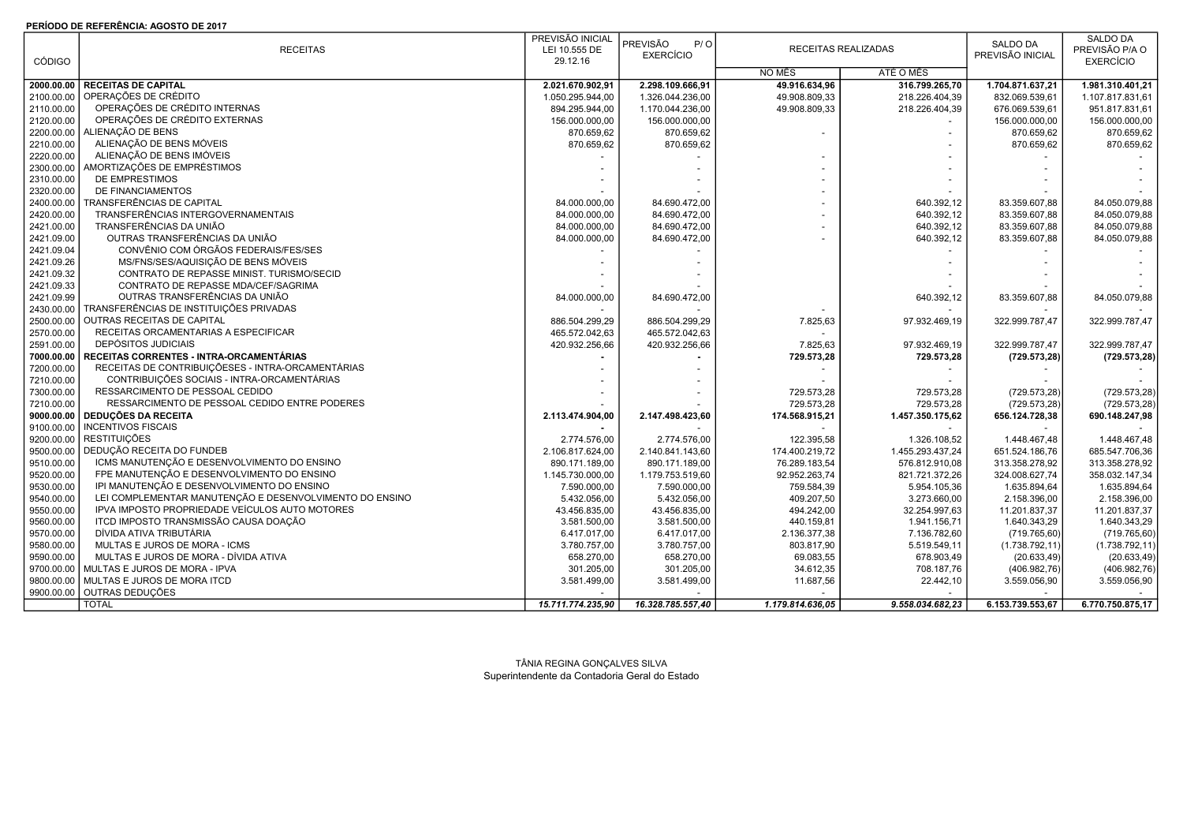**PERÍODO DE REFERÊNCIA: AGOSTO DE 2017**

| CÓDIGO | RECEITAS | PREVISÃO INICIAL LEI 10.555 DE 29.12.16 | PREVISÃO P/ O EXERCÍCIO | RECEITAS REALIZADAS | | SALDO DA PREVISÃO INICIAL | SALDO DA PREVISÃO P/A O EXERCÍCIO |
|---|---|---|---|---|---|---|---|
| | | | | NO MÊS | ATÉ O MÊS | | |
| **2000.00.00** | **RECEITAS DE CAPITAL** | **2.021.670.902,91** | **2.298.109.666,91** | **49.916.634,96** | **316.799.265,70** | **1.704.871.637,21** | **1.981.310.401,21** |
| 2100.00.00 | OPERAÇÕES DE CRÉDITO | 1.050.295.944,00 | 1.326.044.236,00 | 49.908.809,33 | 218.226.404,39 | 832.069.539,61 | 1.107.817.831,61 |
| 2110.00.00 | OPERAÇÕES DE CRÉDITO INTERNAS | 894.295.944,00 | 1.170.044.236,00 | 49.908.809,33 | 218.226.404,39 | 676.069.539,61 | 951.817.831,61 |
| 2120.00.00 | OPERAÇÕES DE CRÉDITO EXTERNAS | 156.000.000,00 | 156.000.000,00 | | - | 156.000.000,00 | 156.000.000,00 |
| 2200.00.00 | ALIENAÇÃO DE BENS | 870.659,62 | 870.659,62 | - | - | 870.659,62 | 870.659,62 |
| 2210.00.00 | ALIENAÇÃO DE BENS MÓVEIS | 870.659,62 | 870.659,62 | - | - | 870.659,62 | 870.659,62 |
| 2220.00.00 | ALIENAÇÃO DE BENS IMÓVEIS | - | - | - | - | - | - |
| 2300.00.00 | AMORTIZAÇÕES DE EMPRÉSTIMOS | - | - | - | - | - | - |
| 2310.00.00 | DE EMPRESTIMOS | - | - | - | - | - | - |
| 2320.00.00 | DE FINANCIAMENTOS | - | - | - | - | - | - |
| 2400.00.00 | TRANSFERÊNCIAS DE CAPITAL | 84.000.000,00 | 84.690.472,00 | - | 640.392,12 | 83.359.607,88 | 84.050.079,88 |
| 2420.00.00 | TRANSFERÊNCIAS INTERGOVERNAMENTAIS | 84.000.000,00 | 84.690.472,00 | - | 640.392,12 | 83.359.607,88 | 84.050.079,88 |
| 2421.00.00 | TRANSFERÊNCIAS DA UNIÃO | 84.000.000,00 | 84.690.472,00 | - | 640.392,12 | 83.359.607,88 | 84.050.079,88 |
| 2421.09.00 | OUTRAS TRANSFERÊNCIAS DA UNIÃO | 84.000.000,00 | 84.690.472,00 | - | 640.392,12 | 83.359.607,88 | 84.050.079,88 |
| 2421.09.04 | CONVÊNIO COM ÓRGÃOS FEDERAIS/FES/SES | - | - | | - | - | - |
| 2421.09.26 | MS/FNS/SES/AQUISIÇÃO DE BENS MÓVEIS | - | - | | - | - | - |
| 2421.09.32 | CONTRATO DE REPASSE MINIST. TURISMO/SECID | - | - | | - | - | - |
| 2421.09.33 | CONTRATO DE REPASSE MDA/CEF/SAGRIMA | - | - | | - | - | - |
| 2421.09.99 | OUTRAS TRANSFERÊNCIAS DA UNIÃO | 84.000.000,00 | 84.690.472,00 | | 640.392,12 | 83.359.607,88 | 84.050.079,88 |
| 2430.00.00 | TRANSFERÊNCIAS DE INSTITUIÇÕES PRIVADAS | | | - | - | - | - |
| 2500.00.00 | OUTRAS RECEITAS DE CAPITAL | 886.504.299,29 | 886.504.299,29 | 7.825,63 | 97.932.469,19 | 322.999.787,47 | 322.999.787,47 |
| 2570.00.00 | RECEITAS ORCAMENTARIAS A ESPECIFICAR | 465.572.042,63 | 465.572.042,63 | - | | | |
| 2591.00.00 | DEPÓSITOS JUDICIAIS | 420.932.256,66 | 420.932.256,66 | 7.825,63 | 97.932.469,19 | 322.999.787,47 | 322.999.787,47 |
| **7000.00.00** | **RECEITAS CORRENTES - INTRA-ORCAMENTÁRIAS** | **-** | **-** | **729.573,28** | **729.573,28** | **(729.573,28)** | **(729.573,28)** |
| 7200.00.00 | RECEITAS DE CONTRIBUIÇÕESES - INTRA-ORCAMENTÁRIAS | - | - | - | - | - | - |
| 7210.00.00 | CONTRIBUIÇÕES SOCIAIS - INTRA-ORCAMENTÁRIAS | - | - | - | - | - | - |
| 7300.00.00 | RESSARCIMENTO DE PESSOAL CEDIDO | - | - | 729.573,28 | 729.573,28 | (729.573,28) | (729.573,28) |
| 7210.00.00 | RESSARCIMENTO DE PESSOAL CEDIDO ENTRE PODERES | - | - | 729.573,28 | 729.573,28 | (729.573,28) | (729.573,28) |
| **9000.00.00** | **DEDUÇÕES DA RECEITA** | **2.113.474.904,00** | **2.147.498.423,60** | **174.568.915,21** | **1.457.350.175,62** | **656.124.728,38** | **690.148.247,98** |
| 9100.00.00 | INCENTIVOS FISCAIS | - | - | - | - | - | - |
| 9200.00.00 | RESTITUIÇÕES | 2.774.576,00 | 2.774.576,00 | 122.395,58 | 1.326.108,52 | 1.448.467,48 | 1.448.467,48 |
| 9500.00.00 | DEDUÇÃO RECEITA DO FUNDEB | 2.106.817.624,00 | 2.140.841.143,60 | 174.400.219,72 | 1.455.293.437,24 | 651.524.186,76 | 685.547.706,36 |
| 9510.00.00 | ICMS MANUTENÇÃO E DESENVOLVIMENTO DO ENSINO | 890.171.189,00 | 890.171.189,00 | 76.289.183,54 | 576.812.910,08 | 313.358.278,92 | 313.358.278,92 |
| 9520.00.00 | FPE MANUTENÇÃO E DESENVOLVIMENTO DO ENSINO | 1.145.730.000,00 | 1.179.753.519,60 | 92.952.263,74 | 821.721.372,26 | 324.008.627,74 | 358.032.147,34 |
| 9530.00.00 | IPI MANUTENÇÃO E DESENVOLVIMENTO DO ENSINO | 7.590.000,00 | 7.590.000,00 | 759.584,39 | 5.954.105,36 | 1.635.894,64 | 1.635.894,64 |
| 9540.00.00 | LEI COMPLEMENTAR MANUTENÇÃO E DESENVOLVIMENTO DO ENSINO | 5.432.056,00 | 5.432.056,00 | 409.207,50 | 3.273.660,00 | 2.158.396,00 | 2.158.396,00 |
| 9550.00.00 | IPVA IMPOSTO PROPRIEDADE VEÍCULOS AUTO MOTORES | 43.456.835,00 | 43.456.835,00 | 494.242,00 | 32.254.997,63 | 11.201.837,37 | 11.201.837,37 |
| 9560.00.00 | ITCD IMPOSTO TRANSMISSÃO CAUSA DOAÇÃO | 3.581.500,00 | 3.581.500,00 | 440.159,81 | 1.941.156,71 | 1.640.343,29 | 1.640.343,29 |
| 9570.00.00 | DÍVIDA ATIVA TRIBUTÁRIA | 6.417.017,00 | 6.417.017,00 | 2.136.377,38 | 7.136.782,60 | (719.765,60) | (719.765,60) |
| 9580.00.00 | MULTAS E JUROS DE MORA - ICMS | 3.780.757,00 | 3.780.757,00 | 803.817,90 | 5.519.549,11 | (1.738.792,11) | (1.738.792,11) |
| 9590.00.00 | MULTAS E JUROS DE MORA - DÍVIDA ATIVA | 658.270,00 | 658.270,00 | 69.083,55 | 678.903,49 | (20.633,49) | (20.633,49) |
| 9700.00.00 | MULTAS E JUROS DE MORA - IPVA | 301.205,00 | 301.205,00 | 34.612,35 | 708.187,76 | (406.982,76) | (406.982,76) |
| 9800.00.00 | MULTAS E JUROS DE MORA ITCD | 3.581.499,00 | 3.581.499,00 | 11.687,56 | 22.442,10 | 3.559.056,90 | 3.559.056,90 |
| 9900.00.00 | OUTRAS DEDUÇÕES | - | - | - | - | - | - |
| | TOTAL | *15.711.774.235,90* | *16.328.785.557,40* | *1.179.814.636,05* | *9.558.034.682,23* | *6.153.739.553,67* | *6.770.750.875,17* |

TÂNIA REGINA GONÇALVES SILVA
Superintendente da Contadoria Geral do Estado